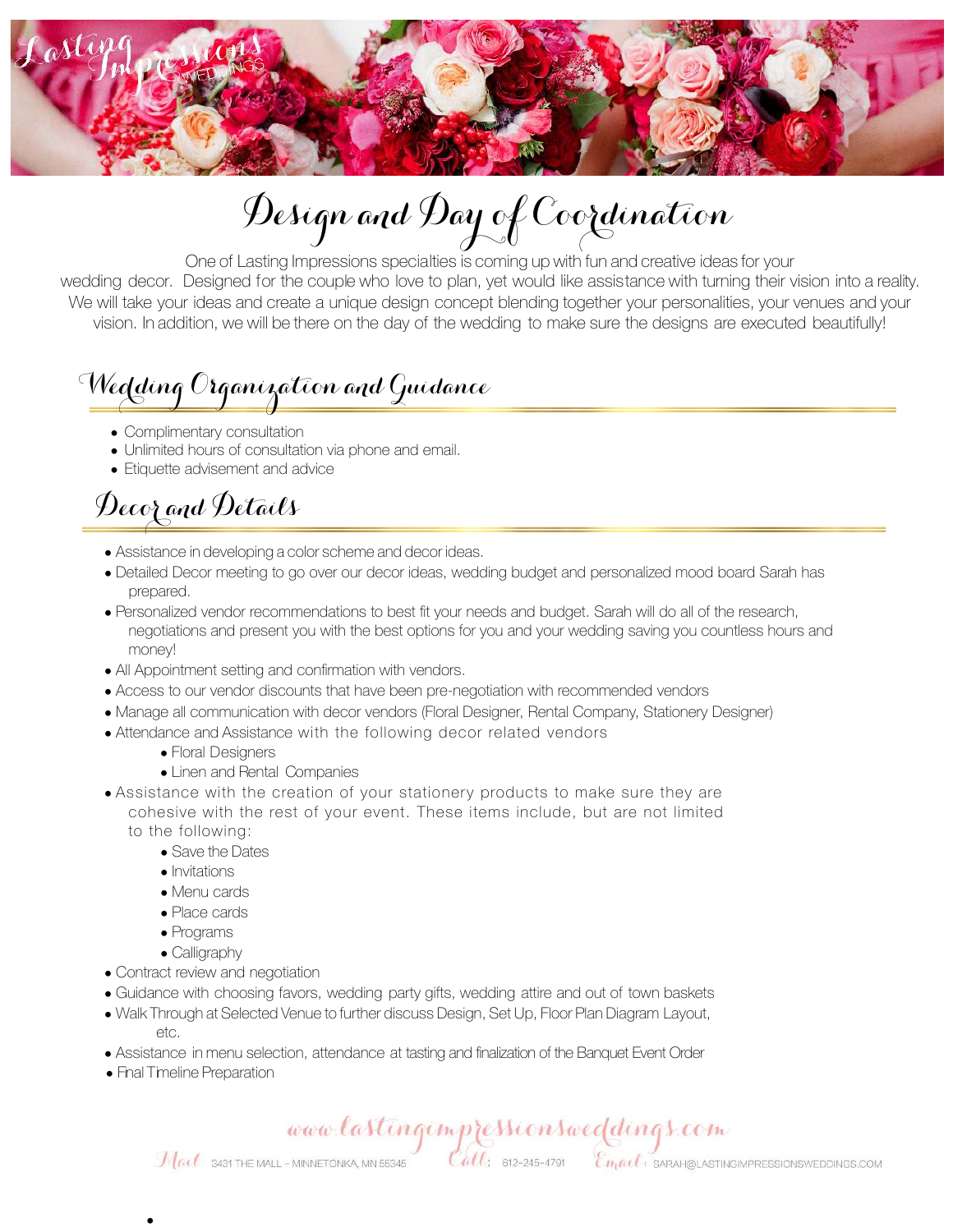Lasting Impressions WEDDINGS

# Design and Day of Coordination

One of Lasting Impressions specialties is coming up with fun and creative ideas for your wedding decor. Designed for the couple who love to plan, yet would like assistance with turning their vision into a reality. We will take your ideas and create a unique design concept blending together your personalities, your venues and your vision. In addition, we will be there on the day of the wedding to make sure the designs are executed beautifully!

## Wedding Organization and Guidance

- Complimentary consultation
- Unlimited hours of consultation via phone and email.
- Etiquette advisement and advice

## Decor and Details

- Assistance in developing a color scheme and decor ideas.
- Detailed Decor meeting to go over our decor ideas, wedding budget and personalized mood board Sarah has prepared.
- Personalized vendor recommendations to best fit your needs and budget. Sarah will do all of the research, negotiations and present you with the best options for you and your wedding saving you countless hours and money!
- All Appointment setting and confirmation with vendors.
- Access to our vendor discounts that have been pre-negotiation with recommended vendors
- Manage all communication with decor vendors (Floral Designer, Rental Company, Stationery Designer)
- Attendance and Assistance with the following decor related vendors
  - Floral Designers
  - Linen and Rental Companies
- Assistance with the creation of your stationery products to make sure they are cohesive with the rest of your event. These items include, but are not limited to the following:
  - Save the Dates
  - Invitations
  - Menu cards
  - Place cards
  - Programs
  - Calligraphy
- Contract review and negotiation
- Guidance with choosing favors, wedding party gifts, wedding attire and out of town baskets
- Walk Through at Selected Venue to further discuss Design, Set Up, Floor Plan Diagram Layout, etc.
- Assistance in menu selection, attendance at tasting and finalization of the Banquet Event Order
- Final Timeline Preparation

www.lastingimpressionsweddings.com

Mail: 3431 THE MALL - MINNETONKA, MN 55345 Call: 612-245-4791 Email: SARAH@LASTINGIMPRESSIONSWEDDINGS.COM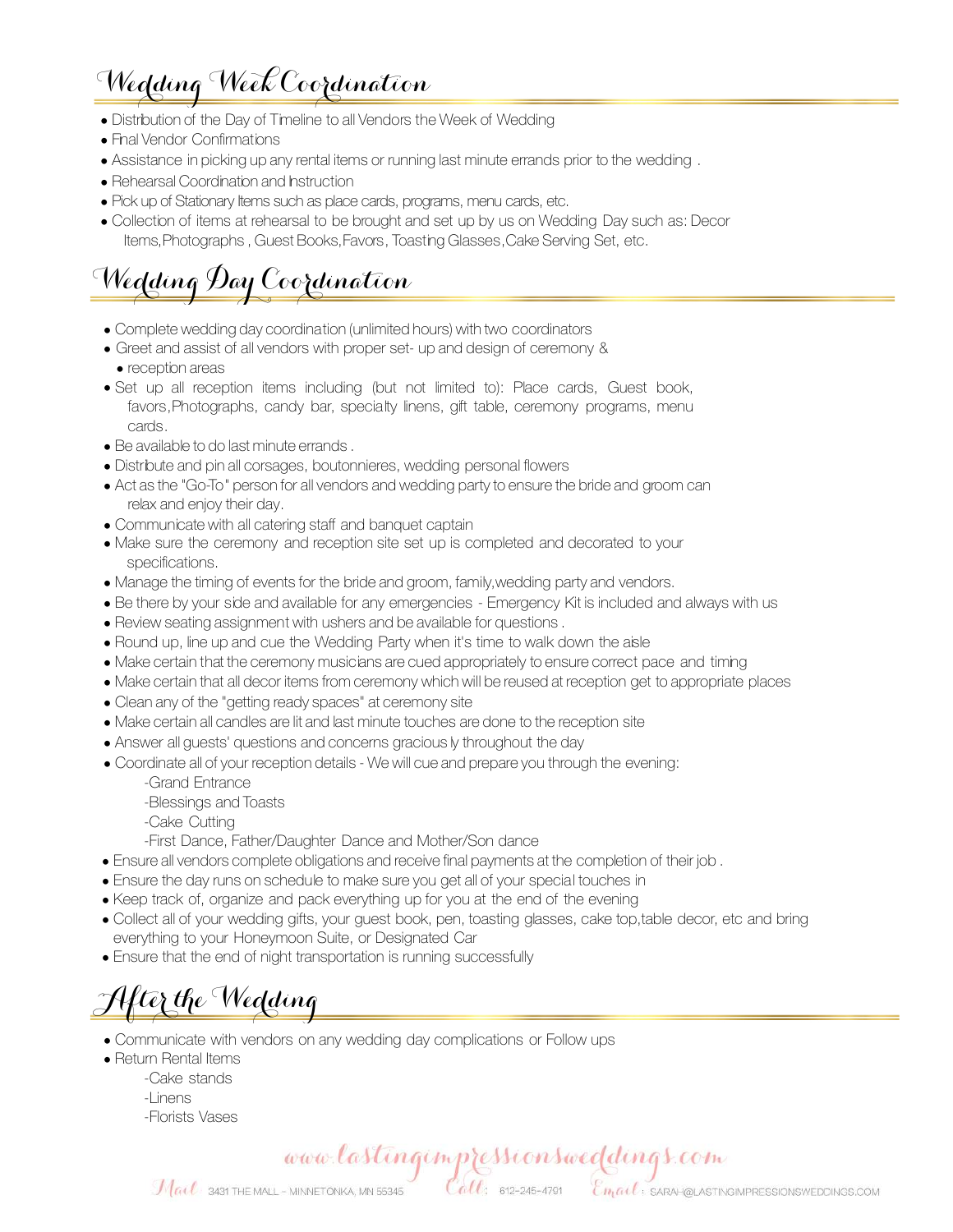## Wedding Week Coordination

- Distribution of the Day of Timeline to all Vendors the Week of Wedding
- Final Vendor Confirmations
- Assistance in picking up any rental items or running last minute errands prior to the wedding .
- Rehearsal Coordination and Instruction
- Pick up of Stationary Items such as place cards, programs, menu cards, etc.
- Collection of items at rehearsal to be brought and set up by us on Wedding Day such as: Decor Items,Photographs , Guest Books,Favors , Toasting Glasses ,Cake Serving Set, etc.

## Wedding Day Coordination

- Complete wedding day coordination (unlimited hours) with two coordinators
- Greet and assist of all vendors with proper set- up and design of ceremony &
  - reception areas
- Set up all reception items including (but not limited to): Place cards, Guest book, favors,Photographs, candy bar, specialty linens, gift table, ceremony programs, menu cards.
- Be available to do last minute errands .
- Distribute and pin all corsages, boutonnieres, wedding personal flowers
- Act as the "Go-To" person for all vendors and wedding party to ensure the bride and groom can relax and enjoy their day.
- Communicate with all catering staff and banquet captain
- Make sure the ceremony and reception site set up is completed and decorated to your specifications.
- Manage the timing of events for the bride and groom, family,wedding party and vendors.
- Be there by your side and available for any emergencies - Emergency Kit is included and always with us
- Review seating assignment with ushers and be available for questions .
- Round up, line up and cue the Wedding Party when it's time to walk down the aisle
- Make certain that the ceremony musicians are cued appropriately to ensure correct pace and timing
- Make certain that all decor items from ceremony which will be reused at reception get to appropriate places
- Clean any of the "getting ready spaces" at ceremony site
- Make certain all candles are lit and last minute touches are done to the reception site
- Answer all guests' questions and concerns graciously throughout the day
- Coordinate all of your reception details - We will cue and prepare you through the evening:
  - -Grand Entrance
  - -Blessings and Toasts
  - -Cake Cutting
  - -First Dance, Father/Daughter Dance and Mother/Son dance
- Ensure all vendors complete obligations and receive final payments at the completion of their job .
- Ensure the day runs on schedule to make sure you get all of your special touches in
- Keep track of, organize and pack everything up for you at the end of the evening
- Collect all of your wedding gifts, your guest book, pen, toasting glasses, cake top,table decor, etc and bring everything to your Honeymoon Suite, or Designated Car
- Ensure that the end of night transportation is running successfully

## After the Wedding

- Communicate with vendors on any wedding day complications or Follow ups
- Return Rental Items
  - -Cake stands
  - -Linens
  - -Florists Vases

www.lastingimpressionsweddings.com

Mail: 3431 THE MALL – MINNETONKA, MN 55345 Call: 612-245-4791 Email: SARAH@LASTINGIMPRESSIONSWEDDINGS.COM